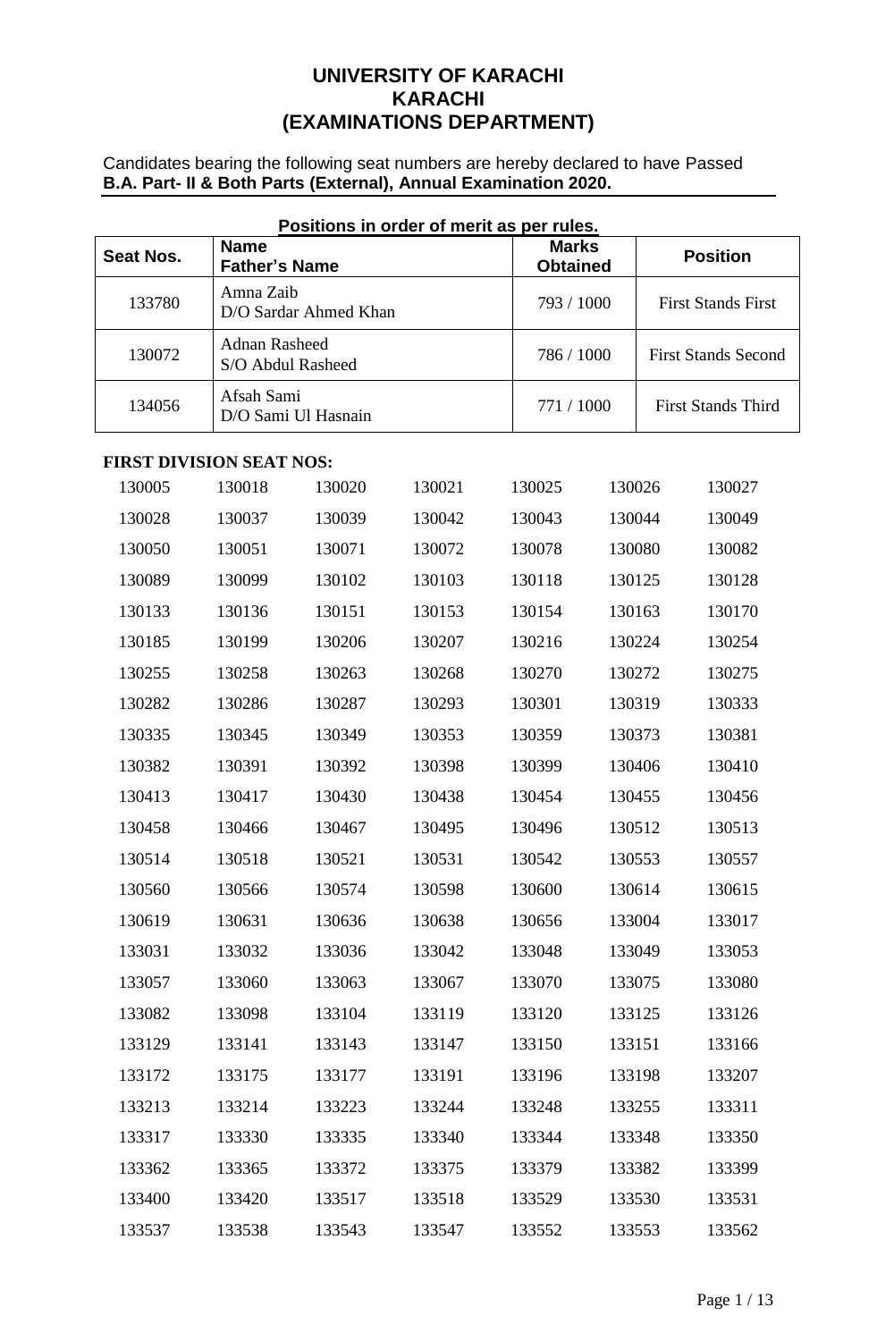# UNIVERSITY OF KARACHI
## KARACHI
## (EXAMINATIONS DEPARTMENT)

Candidates bearing the following seat numbers are hereby declared to have Passed
**B.A. Part- II & Both Parts (External), Annual Examination 2020.**

**Positions in order of merit as per rules.**

| Seat Nos. | Name<br>Father's Name | Marks Obtained | Position |
|---|---|---|---|
| 133780 | Amna Zaib<br>D/O Sardar Ahmed Khan | 793 / 1000 | First Stands First |
| 130072 | Adnan Rasheed<br>S/O Abdul Rasheed | 786 / 1000 | First Stands Second |
| 134056 | Afsah Sami<br>D/O Sami Ul Hasnain | 771 / 1000 | First Stands Third |

**FIRST DIVISION SEAT NOS:**

| | | | | | | |
|---|---|---|---|---|---|---|
| 130005 | 130018 | 130020 | 130021 | 130025 | 130026 | 130027 |
| 130028 | 130037 | 130039 | 130042 | 130043 | 130044 | 130049 |
| 130050 | 130051 | 130071 | 130072 | 130078 | 130080 | 130082 |
| 130089 | 130099 | 130102 | 130103 | 130118 | 130125 | 130128 |
| 130133 | 130136 | 130151 | 130153 | 130154 | 130163 | 130170 |
| 130185 | 130199 | 130206 | 130207 | 130216 | 130224 | 130254 |
| 130255 | 130258 | 130263 | 130268 | 130270 | 130272 | 130275 |
| 130282 | 130286 | 130287 | 130293 | 130301 | 130319 | 130333 |
| 130335 | 130345 | 130349 | 130353 | 130359 | 130373 | 130381 |
| 130382 | 130391 | 130392 | 130398 | 130399 | 130406 | 130410 |
| 130413 | 130417 | 130430 | 130438 | 130454 | 130455 | 130456 |
| 130458 | 130466 | 130467 | 130495 | 130496 | 130512 | 130513 |
| 130514 | 130518 | 130521 | 130531 | 130542 | 130553 | 130557 |
| 130560 | 130566 | 130574 | 130598 | 130600 | 130614 | 130615 |
| 130619 | 130631 | 130636 | 130638 | 130656 | 133004 | 133017 |
| 133031 | 133032 | 133036 | 133042 | 133048 | 133049 | 133053 |
| 133057 | 133060 | 133063 | 133067 | 133070 | 133075 | 133080 |
| 133082 | 133098 | 133104 | 133119 | 133120 | 133125 | 133126 |
| 133129 | 133141 | 133143 | 133147 | 133150 | 133151 | 133166 |
| 133172 | 133175 | 133177 | 133191 | 133196 | 133198 | 133207 |
| 133213 | 133214 | 133223 | 133244 | 133248 | 133255 | 133311 |
| 133317 | 133330 | 133335 | 133340 | 133344 | 133348 | 133350 |
| 133362 | 133365 | 133372 | 133375 | 133379 | 133382 | 133399 |
| 133400 | 133420 | 133517 | 133518 | 133529 | 133530 | 133531 |
| 133537 | 133538 | 133543 | 133547 | 133552 | 133553 | 133562 |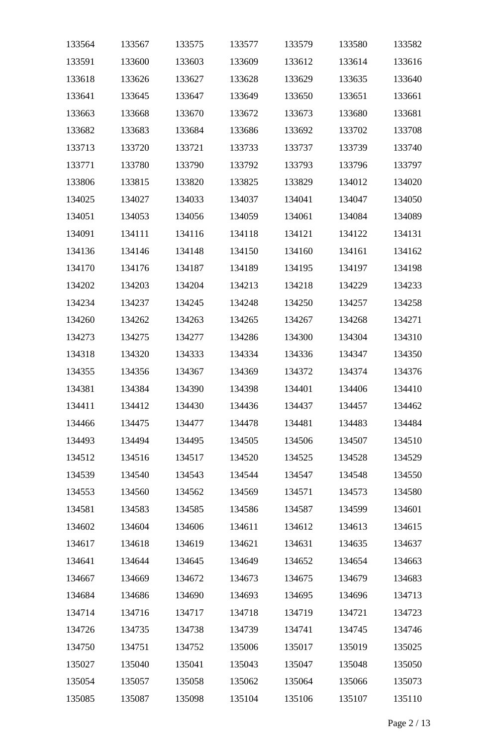| | | | | | | |
|---|---|---|---|---|---|---|
| 133564 | 133567 | 133575 | 133577 | 133579 | 133580 | 133582 |
| 133591 | 133600 | 133603 | 133609 | 133612 | 133614 | 133616 |
| 133618 | 133626 | 133627 | 133628 | 133629 | 133635 | 133640 |
| 133641 | 133645 | 133647 | 133649 | 133650 | 133651 | 133661 |
| 133663 | 133668 | 133670 | 133672 | 133673 | 133680 | 133681 |
| 133682 | 133683 | 133684 | 133686 | 133692 | 133702 | 133708 |
| 133713 | 133720 | 133721 | 133733 | 133737 | 133739 | 133740 |
| 133771 | 133780 | 133790 | 133792 | 133793 | 133796 | 133797 |
| 133806 | 133815 | 133820 | 133825 | 133829 | 134012 | 134020 |
| 134025 | 134027 | 134033 | 134037 | 134041 | 134047 | 134050 |
| 134051 | 134053 | 134056 | 134059 | 134061 | 134084 | 134089 |
| 134091 | 134111 | 134116 | 134118 | 134121 | 134122 | 134131 |
| 134136 | 134146 | 134148 | 134150 | 134160 | 134161 | 134162 |
| 134170 | 134176 | 134187 | 134189 | 134195 | 134197 | 134198 |
| 134202 | 134203 | 134204 | 134213 | 134218 | 134229 | 134233 |
| 134234 | 134237 | 134245 | 134248 | 134250 | 134257 | 134258 |
| 134260 | 134262 | 134263 | 134265 | 134267 | 134268 | 134271 |
| 134273 | 134275 | 134277 | 134286 | 134300 | 134304 | 134310 |
| 134318 | 134320 | 134333 | 134334 | 134336 | 134347 | 134350 |
| 134355 | 134356 | 134367 | 134369 | 134372 | 134374 | 134376 |
| 134381 | 134384 | 134390 | 134398 | 134401 | 134406 | 134410 |
| 134411 | 134412 | 134430 | 134436 | 134437 | 134457 | 134462 |
| 134466 | 134475 | 134477 | 134478 | 134481 | 134483 | 134484 |
| 134493 | 134494 | 134495 | 134505 | 134506 | 134507 | 134510 |
| 134512 | 134516 | 134517 | 134520 | 134525 | 134528 | 134529 |
| 134539 | 134540 | 134543 | 134544 | 134547 | 134548 | 134550 |
| 134553 | 134560 | 134562 | 134569 | 134571 | 134573 | 134580 |
| 134581 | 134583 | 134585 | 134586 | 134587 | 134599 | 134601 |
| 134602 | 134604 | 134606 | 134611 | 134612 | 134613 | 134615 |
| 134617 | 134618 | 134619 | 134621 | 134631 | 134635 | 134637 |
| 134641 | 134644 | 134645 | 134649 | 134652 | 134654 | 134663 |
| 134667 | 134669 | 134672 | 134673 | 134675 | 134679 | 134683 |
| 134684 | 134686 | 134690 | 134693 | 134695 | 134696 | 134713 |
| 134714 | 134716 | 134717 | 134718 | 134719 | 134721 | 134723 |
| 134726 | 134735 | 134738 | 134739 | 134741 | 134745 | 134746 |
| 134750 | 134751 | 134752 | 135006 | 135017 | 135019 | 135025 |
| 135027 | 135040 | 135041 | 135043 | 135047 | 135048 | 135050 |
| 135054 | 135057 | 135058 | 135062 | 135064 | 135066 | 135073 |
| 135085 | 135087 | 135098 | 135104 | 135106 | 135107 | 135110 |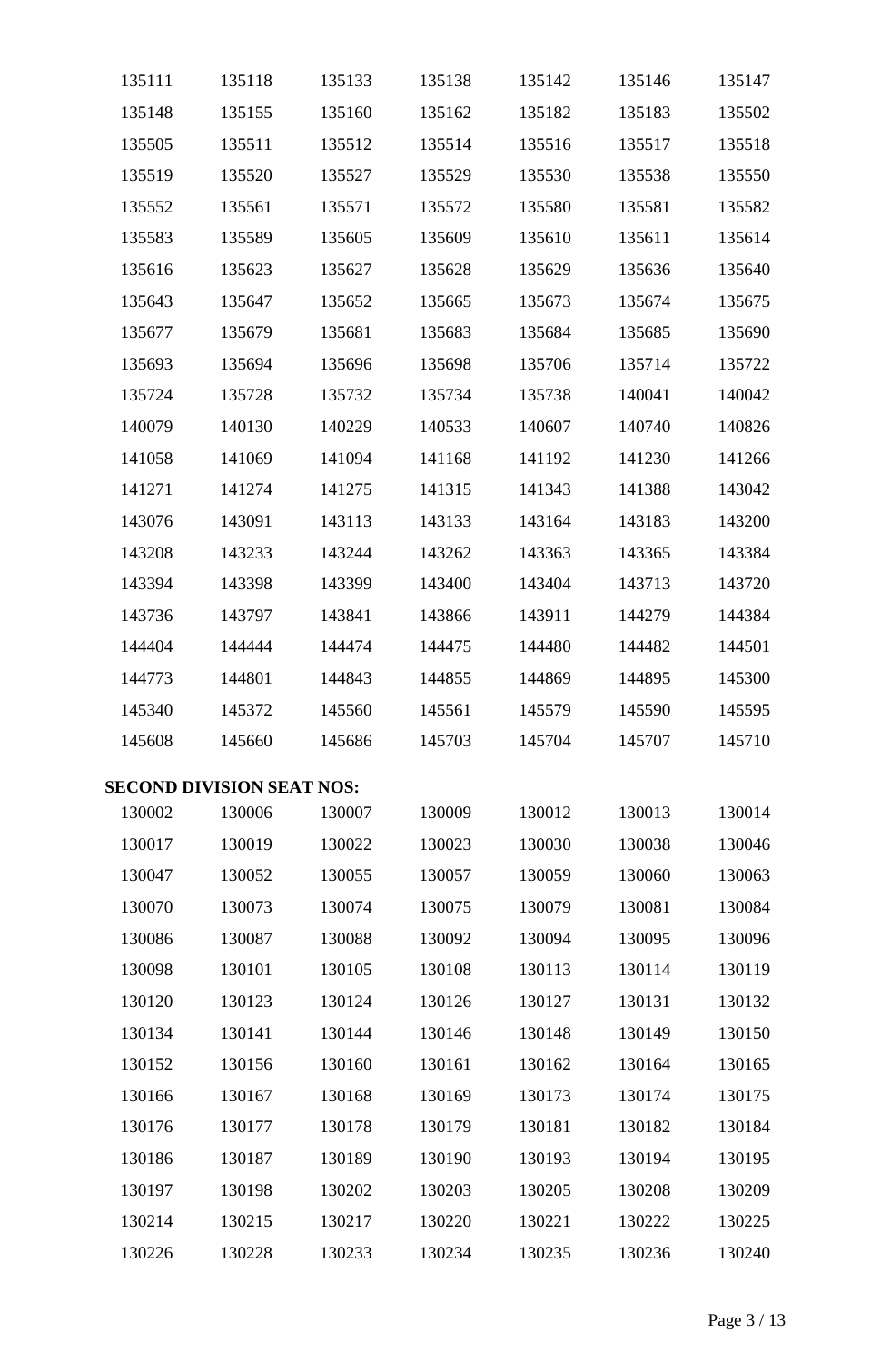| | | | | | | |
|---|---|---|---|---|---|---|
| 135111 | 135118 | 135133 | 135138 | 135142 | 135146 | 135147 |
| 135148 | 135155 | 135160 | 135162 | 135182 | 135183 | 135502 |
| 135505 | 135511 | 135512 | 135514 | 135516 | 135517 | 135518 |
| 135519 | 135520 | 135527 | 135529 | 135530 | 135538 | 135550 |
| 135552 | 135561 | 135571 | 135572 | 135580 | 135581 | 135582 |
| 135583 | 135589 | 135605 | 135609 | 135610 | 135611 | 135614 |
| 135616 | 135623 | 135627 | 135628 | 135629 | 135636 | 135640 |
| 135643 | 135647 | 135652 | 135665 | 135673 | 135674 | 135675 |
| 135677 | 135679 | 135681 | 135683 | 135684 | 135685 | 135690 |
| 135693 | 135694 | 135696 | 135698 | 135706 | 135714 | 135722 |
| 135724 | 135728 | 135732 | 135734 | 135738 | 140041 | 140042 |
| 140079 | 140130 | 140229 | 140533 | 140607 | 140740 | 140826 |
| 141058 | 141069 | 141094 | 141168 | 141192 | 141230 | 141266 |
| 141271 | 141274 | 141275 | 141315 | 141343 | 141388 | 143042 |
| 143076 | 143091 | 143113 | 143133 | 143164 | 143183 | 143200 |
| 143208 | 143233 | 143244 | 143262 | 143363 | 143365 | 143384 |
| 143394 | 143398 | 143399 | 143400 | 143404 | 143713 | 143720 |
| 143736 | 143797 | 143841 | 143866 | 143911 | 144279 | 144384 |
| 144404 | 144444 | 144474 | 144475 | 144480 | 144482 | 144501 |
| 144773 | 144801 | 144843 | 144855 | 144869 | 144895 | 145300 |
| 145340 | 145372 | 145560 | 145561 | 145579 | 145590 | 145595 |
| 145608 | 145660 | 145686 | 145703 | 145704 | 145707 | 145710 |

**SECOND DIVISION SEAT NOS:**

| | | | | | | |
|---|---|---|---|---|---|---|
| 130002 | 130006 | 130007 | 130009 | 130012 | 130013 | 130014 |
| 130017 | 130019 | 130022 | 130023 | 130030 | 130038 | 130046 |
| 130047 | 130052 | 130055 | 130057 | 130059 | 130060 | 130063 |
| 130070 | 130073 | 130074 | 130075 | 130079 | 130081 | 130084 |
| 130086 | 130087 | 130088 | 130092 | 130094 | 130095 | 130096 |
| 130098 | 130101 | 130105 | 130108 | 130113 | 130114 | 130119 |
| 130120 | 130123 | 130124 | 130126 | 130127 | 130131 | 130132 |
| 130134 | 130141 | 130144 | 130146 | 130148 | 130149 | 130150 |
| 130152 | 130156 | 130160 | 130161 | 130162 | 130164 | 130165 |
| 130166 | 130167 | 130168 | 130169 | 130173 | 130174 | 130175 |
| 130176 | 130177 | 130178 | 130179 | 130181 | 130182 | 130184 |
| 130186 | 130187 | 130189 | 130190 | 130193 | 130194 | 130195 |
| 130197 | 130198 | 130202 | 130203 | 130205 | 130208 | 130209 |
| 130214 | 130215 | 130217 | 130220 | 130221 | 130222 | 130225 |
| 130226 | 130228 | 130233 | 130234 | 130235 | 130236 | 130240 |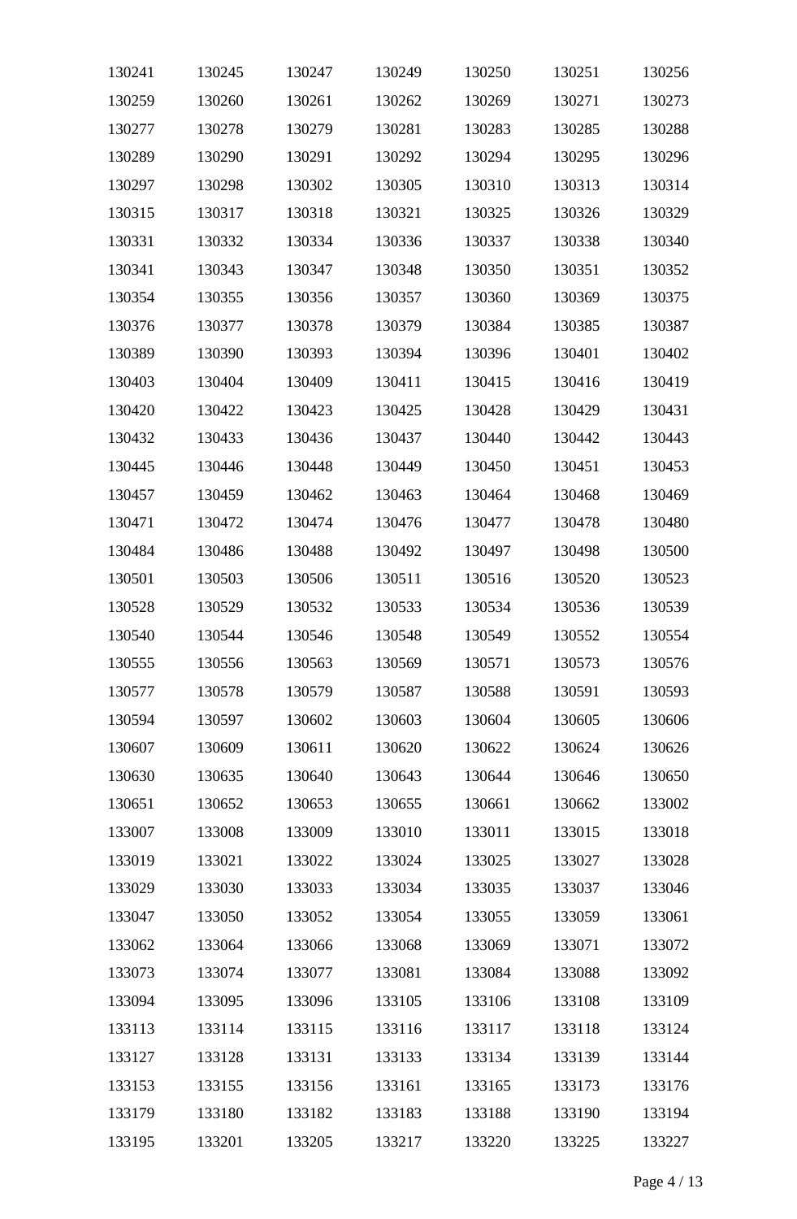| | | | | | | |
|---|---|---|---|---|---|---|
| 130241 | 130245 | 130247 | 130249 | 130250 | 130251 | 130256 |
| 130259 | 130260 | 130261 | 130262 | 130269 | 130271 | 130273 |
| 130277 | 130278 | 130279 | 130281 | 130283 | 130285 | 130288 |
| 130289 | 130290 | 130291 | 130292 | 130294 | 130295 | 130296 |
| 130297 | 130298 | 130302 | 130305 | 130310 | 130313 | 130314 |
| 130315 | 130317 | 130318 | 130321 | 130325 | 130326 | 130329 |
| 130331 | 130332 | 130334 | 130336 | 130337 | 130338 | 130340 |
| 130341 | 130343 | 130347 | 130348 | 130350 | 130351 | 130352 |
| 130354 | 130355 | 130356 | 130357 | 130360 | 130369 | 130375 |
| 130376 | 130377 | 130378 | 130379 | 130384 | 130385 | 130387 |
| 130389 | 130390 | 130393 | 130394 | 130396 | 130401 | 130402 |
| 130403 | 130404 | 130409 | 130411 | 130415 | 130416 | 130419 |
| 130420 | 130422 | 130423 | 130425 | 130428 | 130429 | 130431 |
| 130432 | 130433 | 130436 | 130437 | 130440 | 130442 | 130443 |
| 130445 | 130446 | 130448 | 130449 | 130450 | 130451 | 130453 |
| 130457 | 130459 | 130462 | 130463 | 130464 | 130468 | 130469 |
| 130471 | 130472 | 130474 | 130476 | 130477 | 130478 | 130480 |
| 130484 | 130486 | 130488 | 130492 | 130497 | 130498 | 130500 |
| 130501 | 130503 | 130506 | 130511 | 130516 | 130520 | 130523 |
| 130528 | 130529 | 130532 | 130533 | 130534 | 130536 | 130539 |
| 130540 | 130544 | 130546 | 130548 | 130549 | 130552 | 130554 |
| 130555 | 130556 | 130563 | 130569 | 130571 | 130573 | 130576 |
| 130577 | 130578 | 130579 | 130587 | 130588 | 130591 | 130593 |
| 130594 | 130597 | 130602 | 130603 | 130604 | 130605 | 130606 |
| 130607 | 130609 | 130611 | 130620 | 130622 | 130624 | 130626 |
| 130630 | 130635 | 130640 | 130643 | 130644 | 130646 | 130650 |
| 130651 | 130652 | 130653 | 130655 | 130661 | 130662 | 133002 |
| 133007 | 133008 | 133009 | 133010 | 133011 | 133015 | 133018 |
| 133019 | 133021 | 133022 | 133024 | 133025 | 133027 | 133028 |
| 133029 | 133030 | 133033 | 133034 | 133035 | 133037 | 133046 |
| 133047 | 133050 | 133052 | 133054 | 133055 | 133059 | 133061 |
| 133062 | 133064 | 133066 | 133068 | 133069 | 133071 | 133072 |
| 133073 | 133074 | 133077 | 133081 | 133084 | 133088 | 133092 |
| 133094 | 133095 | 133096 | 133105 | 133106 | 133108 | 133109 |
| 133113 | 133114 | 133115 | 133116 | 133117 | 133118 | 133124 |
| 133127 | 133128 | 133131 | 133133 | 133134 | 133139 | 133144 |
| 133153 | 133155 | 133156 | 133161 | 133165 | 133173 | 133176 |
| 133179 | 133180 | 133182 | 133183 | 133188 | 133190 | 133194 |
| 133195 | 133201 | 133205 | 133217 | 133220 | 133225 | 133227 |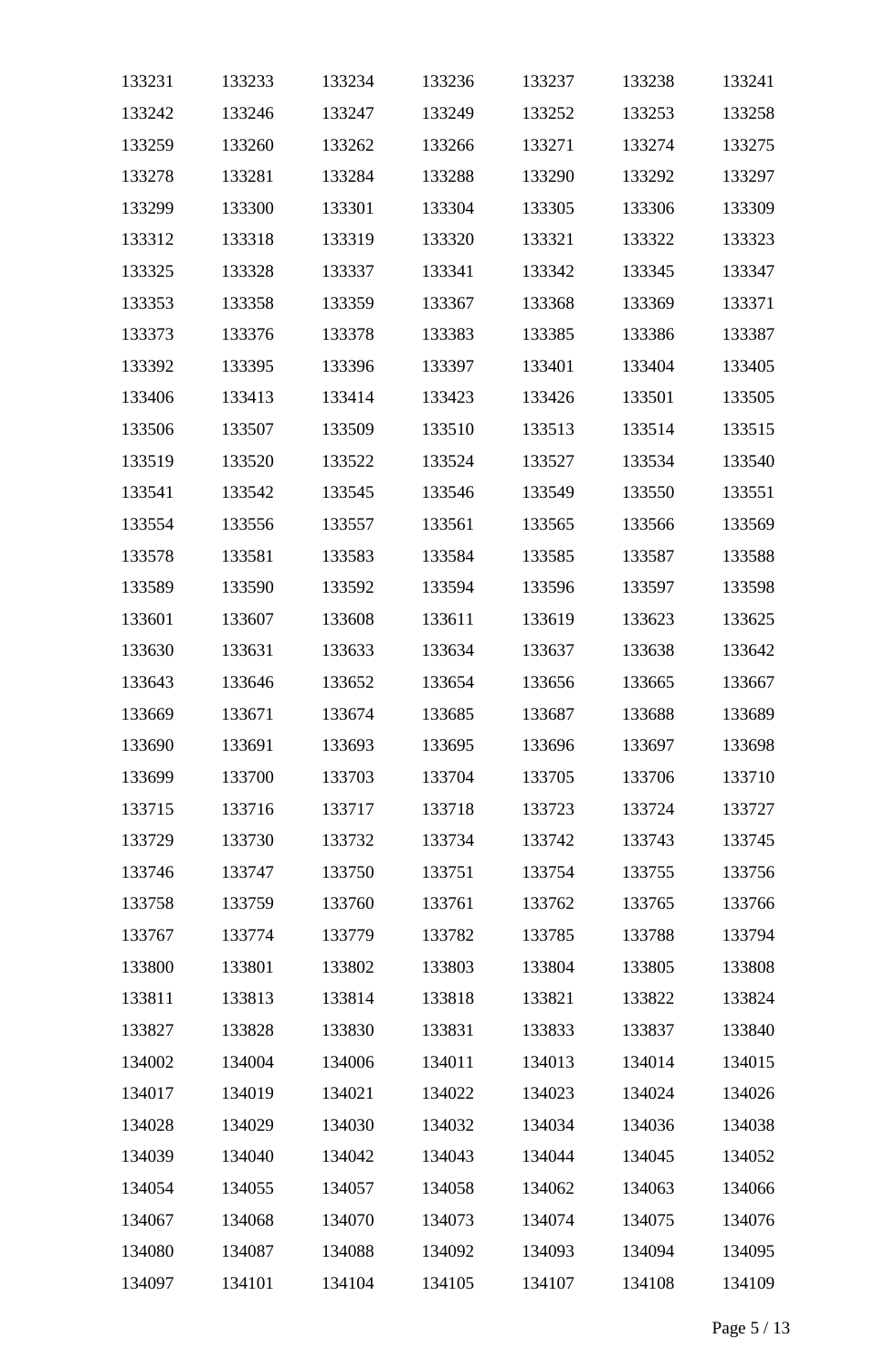| 133231 | 133233 | 133234 | 133236 | 133237 | 133238 | 133241 |
|---|---|---|---|---|---|---|
| 133242 | 133246 | 133247 | 133249 | 133252 | 133253 | 133258 |
| 133259 | 133260 | 133262 | 133266 | 133271 | 133274 | 133275 |
| 133278 | 133281 | 133284 | 133288 | 133290 | 133292 | 133297 |
| 133299 | 133300 | 133301 | 133304 | 133305 | 133306 | 133309 |
| 133312 | 133318 | 133319 | 133320 | 133321 | 133322 | 133323 |
| 133325 | 133328 | 133337 | 133341 | 133342 | 133345 | 133347 |
| 133353 | 133358 | 133359 | 133367 | 133368 | 133369 | 133371 |
| 133373 | 133376 | 133378 | 133383 | 133385 | 133386 | 133387 |
| 133392 | 133395 | 133396 | 133397 | 133401 | 133404 | 133405 |
| 133406 | 133413 | 133414 | 133423 | 133426 | 133501 | 133505 |
| 133506 | 133507 | 133509 | 133510 | 133513 | 133514 | 133515 |
| 133519 | 133520 | 133522 | 133524 | 133527 | 133534 | 133540 |
| 133541 | 133542 | 133545 | 133546 | 133549 | 133550 | 133551 |
| 133554 | 133556 | 133557 | 133561 | 133565 | 133566 | 133569 |
| 133578 | 133581 | 133583 | 133584 | 133585 | 133587 | 133588 |
| 133589 | 133590 | 133592 | 133594 | 133596 | 133597 | 133598 |
| 133601 | 133607 | 133608 | 133611 | 133619 | 133623 | 133625 |
| 133630 | 133631 | 133633 | 133634 | 133637 | 133638 | 133642 |
| 133643 | 133646 | 133652 | 133654 | 133656 | 133665 | 133667 |
| 133669 | 133671 | 133674 | 133685 | 133687 | 133688 | 133689 |
| 133690 | 133691 | 133693 | 133695 | 133696 | 133697 | 133698 |
| 133699 | 133700 | 133703 | 133704 | 133705 | 133706 | 133710 |
| 133715 | 133716 | 133717 | 133718 | 133723 | 133724 | 133727 |
| 133729 | 133730 | 133732 | 133734 | 133742 | 133743 | 133745 |
| 133746 | 133747 | 133750 | 133751 | 133754 | 133755 | 133756 |
| 133758 | 133759 | 133760 | 133761 | 133762 | 133765 | 133766 |
| 133767 | 133774 | 133779 | 133782 | 133785 | 133788 | 133794 |
| 133800 | 133801 | 133802 | 133803 | 133804 | 133805 | 133808 |
| 133811 | 133813 | 133814 | 133818 | 133821 | 133822 | 133824 |
| 133827 | 133828 | 133830 | 133831 | 133833 | 133837 | 133840 |
| 134002 | 134004 | 134006 | 134011 | 134013 | 134014 | 134015 |
| 134017 | 134019 | 134021 | 134022 | 134023 | 134024 | 134026 |
| 134028 | 134029 | 134030 | 134032 | 134034 | 134036 | 134038 |
| 134039 | 134040 | 134042 | 134043 | 134044 | 134045 | 134052 |
| 134054 | 134055 | 134057 | 134058 | 134062 | 134063 | 134066 |
| 134067 | 134068 | 134070 | 134073 | 134074 | 134075 | 134076 |
| 134080 | 134087 | 134088 | 134092 | 134093 | 134094 | 134095 |
| 134097 | 134101 | 134104 | 134105 | 134107 | 134108 | 134109 |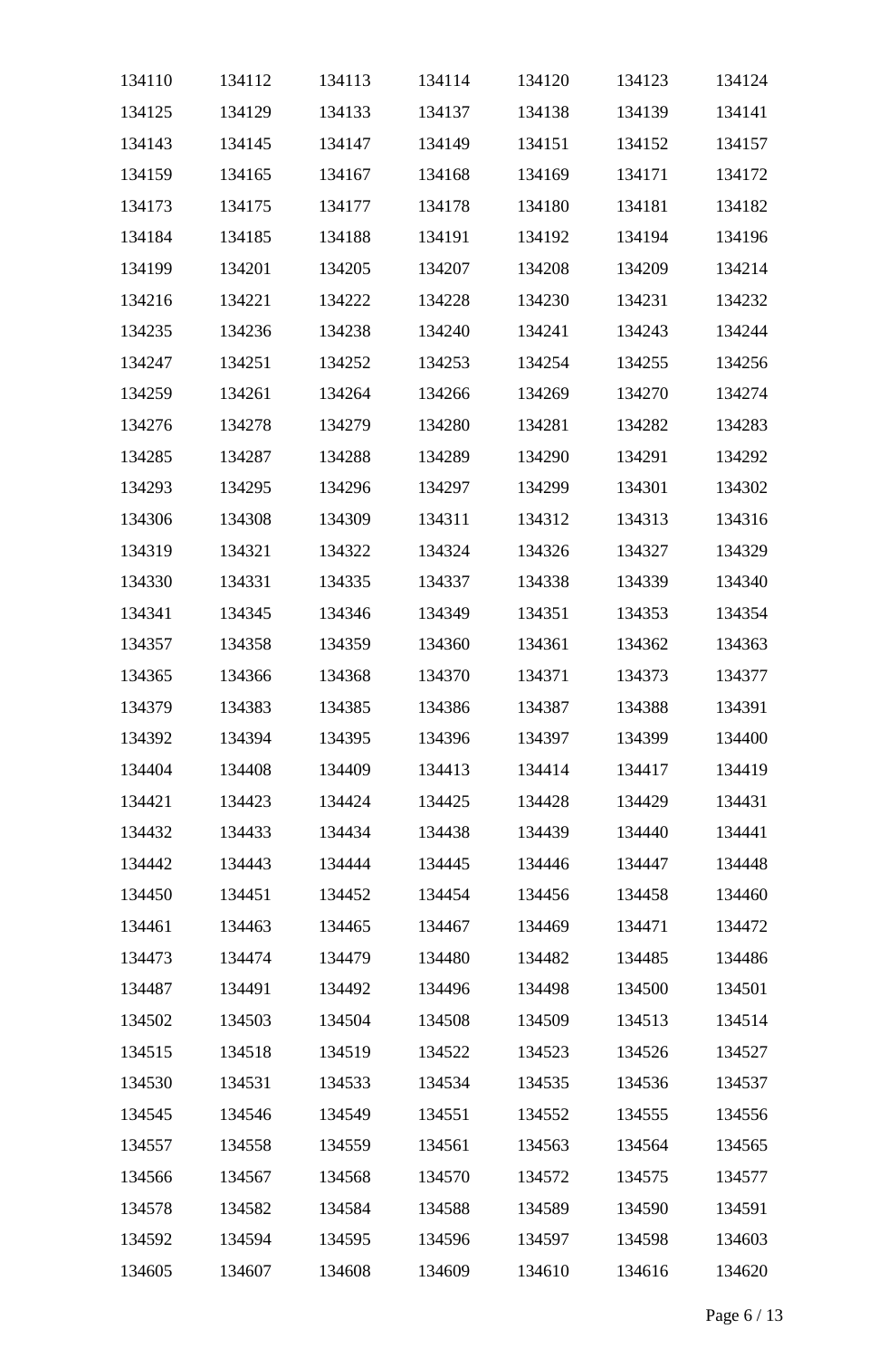| 134110 | 134112 | 134113 | 134114 | 134120 | 134123 | 134124 |
|---|---|---|---|---|---|---|
| 134125 | 134129 | 134133 | 134137 | 134138 | 134139 | 134141 |
| 134143 | 134145 | 134147 | 134149 | 134151 | 134152 | 134157 |
| 134159 | 134165 | 134167 | 134168 | 134169 | 134171 | 134172 |
| 134173 | 134175 | 134177 | 134178 | 134180 | 134181 | 134182 |
| 134184 | 134185 | 134188 | 134191 | 134192 | 134194 | 134196 |
| 134199 | 134201 | 134205 | 134207 | 134208 | 134209 | 134214 |
| 134216 | 134221 | 134222 | 134228 | 134230 | 134231 | 134232 |
| 134235 | 134236 | 134238 | 134240 | 134241 | 134243 | 134244 |
| 134247 | 134251 | 134252 | 134253 | 134254 | 134255 | 134256 |
| 134259 | 134261 | 134264 | 134266 | 134269 | 134270 | 134274 |
| 134276 | 134278 | 134279 | 134280 | 134281 | 134282 | 134283 |
| 134285 | 134287 | 134288 | 134289 | 134290 | 134291 | 134292 |
| 134293 | 134295 | 134296 | 134297 | 134299 | 134301 | 134302 |
| 134306 | 134308 | 134309 | 134311 | 134312 | 134313 | 134316 |
| 134319 | 134321 | 134322 | 134324 | 134326 | 134327 | 134329 |
| 134330 | 134331 | 134335 | 134337 | 134338 | 134339 | 134340 |
| 134341 | 134345 | 134346 | 134349 | 134351 | 134353 | 134354 |
| 134357 | 134358 | 134359 | 134360 | 134361 | 134362 | 134363 |
| 134365 | 134366 | 134368 | 134370 | 134371 | 134373 | 134377 |
| 134379 | 134383 | 134385 | 134386 | 134387 | 134388 | 134391 |
| 134392 | 134394 | 134395 | 134396 | 134397 | 134399 | 134400 |
| 134404 | 134408 | 134409 | 134413 | 134414 | 134417 | 134419 |
| 134421 | 134423 | 134424 | 134425 | 134428 | 134429 | 134431 |
| 134432 | 134433 | 134434 | 134438 | 134439 | 134440 | 134441 |
| 134442 | 134443 | 134444 | 134445 | 134446 | 134447 | 134448 |
| 134450 | 134451 | 134452 | 134454 | 134456 | 134458 | 134460 |
| 134461 | 134463 | 134465 | 134467 | 134469 | 134471 | 134472 |
| 134473 | 134474 | 134479 | 134480 | 134482 | 134485 | 134486 |
| 134487 | 134491 | 134492 | 134496 | 134498 | 134500 | 134501 |
| 134502 | 134503 | 134504 | 134508 | 134509 | 134513 | 134514 |
| 134515 | 134518 | 134519 | 134522 | 134523 | 134526 | 134527 |
| 134530 | 134531 | 134533 | 134534 | 134535 | 134536 | 134537 |
| 134545 | 134546 | 134549 | 134551 | 134552 | 134555 | 134556 |
| 134557 | 134558 | 134559 | 134561 | 134563 | 134564 | 134565 |
| 134566 | 134567 | 134568 | 134570 | 134572 | 134575 | 134577 |
| 134578 | 134582 | 134584 | 134588 | 134589 | 134590 | 134591 |
| 134592 | 134594 | 134595 | 134596 | 134597 | 134598 | 134603 |
| 134605 | 134607 | 134608 | 134609 | 134610 | 134616 | 134620 |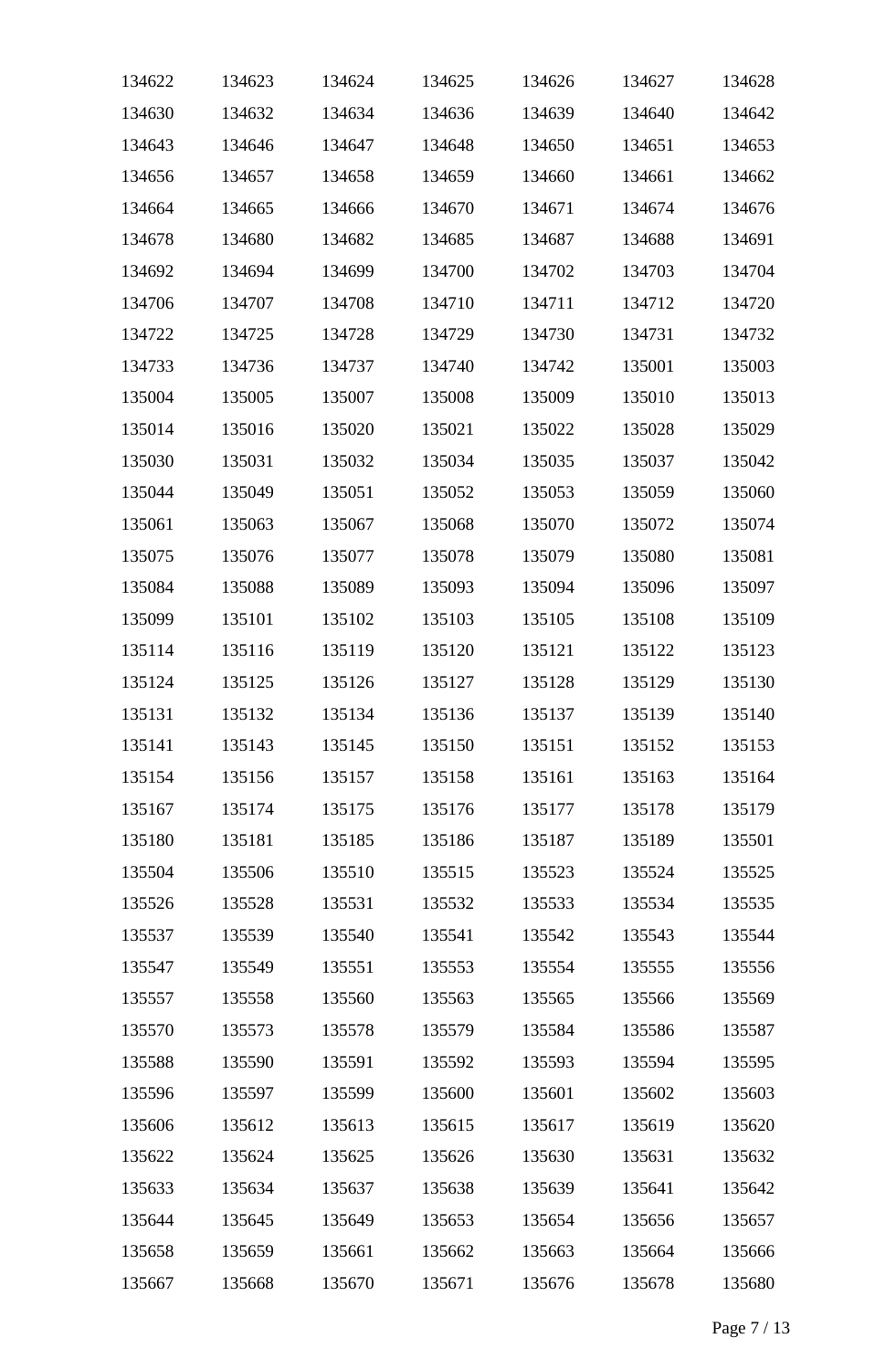| 134622 | 134623 | 134624 | 134625 | 134626 | 134627 | 134628 |
|---|---|---|---|---|---|---|
| 134630 | 134632 | 134634 | 134636 | 134639 | 134640 | 134642 |
| 134643 | 134646 | 134647 | 134648 | 134650 | 134651 | 134653 |
| 134656 | 134657 | 134658 | 134659 | 134660 | 134661 | 134662 |
| 134664 | 134665 | 134666 | 134670 | 134671 | 134674 | 134676 |
| 134678 | 134680 | 134682 | 134685 | 134687 | 134688 | 134691 |
| 134692 | 134694 | 134699 | 134700 | 134702 | 134703 | 134704 |
| 134706 | 134707 | 134708 | 134710 | 134711 | 134712 | 134720 |
| 134722 | 134725 | 134728 | 134729 | 134730 | 134731 | 134732 |
| 134733 | 134736 | 134737 | 134740 | 134742 | 135001 | 135003 |
| 135004 | 135005 | 135007 | 135008 | 135009 | 135010 | 135013 |
| 135014 | 135016 | 135020 | 135021 | 135022 | 135028 | 135029 |
| 135030 | 135031 | 135032 | 135034 | 135035 | 135037 | 135042 |
| 135044 | 135049 | 135051 | 135052 | 135053 | 135059 | 135060 |
| 135061 | 135063 | 135067 | 135068 | 135070 | 135072 | 135074 |
| 135075 | 135076 | 135077 | 135078 | 135079 | 135080 | 135081 |
| 135084 | 135088 | 135089 | 135093 | 135094 | 135096 | 135097 |
| 135099 | 135101 | 135102 | 135103 | 135105 | 135108 | 135109 |
| 135114 | 135116 | 135119 | 135120 | 135121 | 135122 | 135123 |
| 135124 | 135125 | 135126 | 135127 | 135128 | 135129 | 135130 |
| 135131 | 135132 | 135134 | 135136 | 135137 | 135139 | 135140 |
| 135141 | 135143 | 135145 | 135150 | 135151 | 135152 | 135153 |
| 135154 | 135156 | 135157 | 135158 | 135161 | 135163 | 135164 |
| 135167 | 135174 | 135175 | 135176 | 135177 | 135178 | 135179 |
| 135180 | 135181 | 135185 | 135186 | 135187 | 135189 | 135501 |
| 135504 | 135506 | 135510 | 135515 | 135523 | 135524 | 135525 |
| 135526 | 135528 | 135531 | 135532 | 135533 | 135534 | 135535 |
| 135537 | 135539 | 135540 | 135541 | 135542 | 135543 | 135544 |
| 135547 | 135549 | 135551 | 135553 | 135554 | 135555 | 135556 |
| 135557 | 135558 | 135560 | 135563 | 135565 | 135566 | 135569 |
| 135570 | 135573 | 135578 | 135579 | 135584 | 135586 | 135587 |
| 135588 | 135590 | 135591 | 135592 | 135593 | 135594 | 135595 |
| 135596 | 135597 | 135599 | 135600 | 135601 | 135602 | 135603 |
| 135606 | 135612 | 135613 | 135615 | 135617 | 135619 | 135620 |
| 135622 | 135624 | 135625 | 135626 | 135630 | 135631 | 135632 |
| 135633 | 135634 | 135637 | 135638 | 135639 | 135641 | 135642 |
| 135644 | 135645 | 135649 | 135653 | 135654 | 135656 | 135657 |
| 135658 | 135659 | 135661 | 135662 | 135663 | 135664 | 135666 |
| 135667 | 135668 | 135670 | 135671 | 135676 | 135678 | 135680 |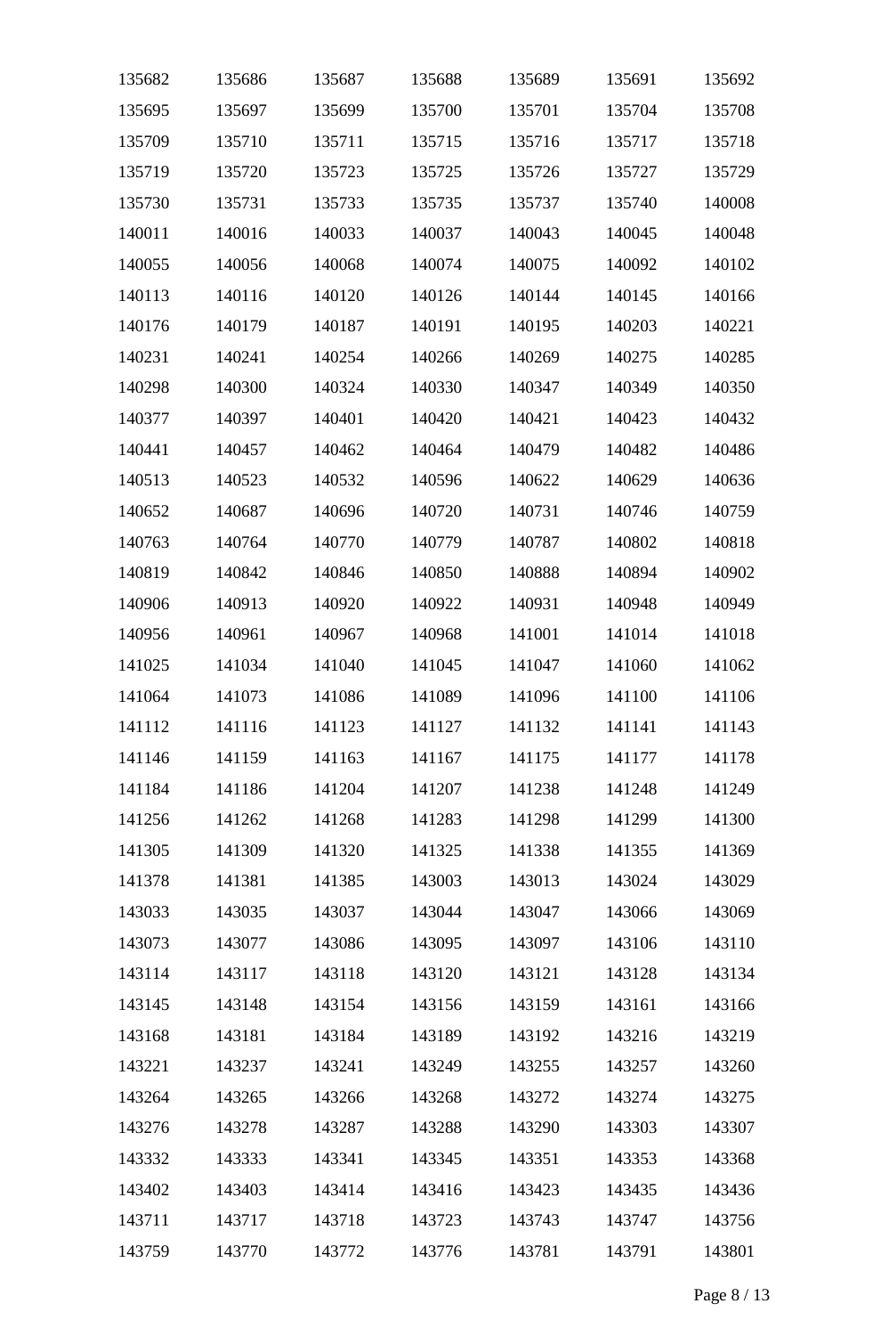| 135682 | 135686 | 135687 | 135688 | 135689 | 135691 | 135692 |
|---|---|---|---|---|---|---|
| 135695 | 135697 | 135699 | 135700 | 135701 | 135704 | 135708 |
| 135709 | 135710 | 135711 | 135715 | 135716 | 135717 | 135718 |
| 135719 | 135720 | 135723 | 135725 | 135726 | 135727 | 135729 |
| 135730 | 135731 | 135733 | 135735 | 135737 | 135740 | 140008 |
| 140011 | 140016 | 140033 | 140037 | 140043 | 140045 | 140048 |
| 140055 | 140056 | 140068 | 140074 | 140075 | 140092 | 140102 |
| 140113 | 140116 | 140120 | 140126 | 140144 | 140145 | 140166 |
| 140176 | 140179 | 140187 | 140191 | 140195 | 140203 | 140221 |
| 140231 | 140241 | 140254 | 140266 | 140269 | 140275 | 140285 |
| 140298 | 140300 | 140324 | 140330 | 140347 | 140349 | 140350 |
| 140377 | 140397 | 140401 | 140420 | 140421 | 140423 | 140432 |
| 140441 | 140457 | 140462 | 140464 | 140479 | 140482 | 140486 |
| 140513 | 140523 | 140532 | 140596 | 140622 | 140629 | 140636 |
| 140652 | 140687 | 140696 | 140720 | 140731 | 140746 | 140759 |
| 140763 | 140764 | 140770 | 140779 | 140787 | 140802 | 140818 |
| 140819 | 140842 | 140846 | 140850 | 140888 | 140894 | 140902 |
| 140906 | 140913 | 140920 | 140922 | 140931 | 140948 | 140949 |
| 140956 | 140961 | 140967 | 140968 | 141001 | 141014 | 141018 |
| 141025 | 141034 | 141040 | 141045 | 141047 | 141060 | 141062 |
| 141064 | 141073 | 141086 | 141089 | 141096 | 141100 | 141106 |
| 141112 | 141116 | 141123 | 141127 | 141132 | 141141 | 141143 |
| 141146 | 141159 | 141163 | 141167 | 141175 | 141177 | 141178 |
| 141184 | 141186 | 141204 | 141207 | 141238 | 141248 | 141249 |
| 141256 | 141262 | 141268 | 141283 | 141298 | 141299 | 141300 |
| 141305 | 141309 | 141320 | 141325 | 141338 | 141355 | 141369 |
| 141378 | 141381 | 141385 | 143003 | 143013 | 143024 | 143029 |
| 143033 | 143035 | 143037 | 143044 | 143047 | 143066 | 143069 |
| 143073 | 143077 | 143086 | 143095 | 143097 | 143106 | 143110 |
| 143114 | 143117 | 143118 | 143120 | 143121 | 143128 | 143134 |
| 143145 | 143148 | 143154 | 143156 | 143159 | 143161 | 143166 |
| 143168 | 143181 | 143184 | 143189 | 143192 | 143216 | 143219 |
| 143221 | 143237 | 143241 | 143249 | 143255 | 143257 | 143260 |
| 143264 | 143265 | 143266 | 143268 | 143272 | 143274 | 143275 |
| 143276 | 143278 | 143287 | 143288 | 143290 | 143303 | 143307 |
| 143332 | 143333 | 143341 | 143345 | 143351 | 143353 | 143368 |
| 143402 | 143403 | 143414 | 143416 | 143423 | 143435 | 143436 |
| 143711 | 143717 | 143718 | 143723 | 143743 | 143747 | 143756 |
| 143759 | 143770 | 143772 | 143776 | 143781 | 143791 | 143801 |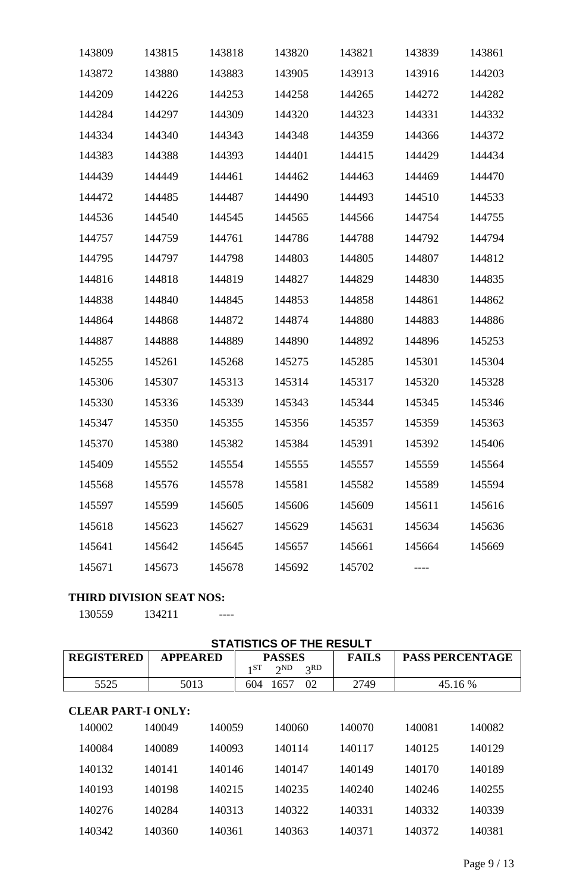| | | | | | | |
|---|---|---|---|---|---|---|
| 143809 | 143815 | 143818 | 143820 | 143821 | 143839 | 143861 |
| 143872 | 143880 | 143883 | 143905 | 143913 | 143916 | 144203 |
| 144209 | 144226 | 144253 | 144258 | 144265 | 144272 | 144282 |
| 144284 | 144297 | 144309 | 144320 | 144323 | 144331 | 144332 |
| 144334 | 144340 | 144343 | 144348 | 144359 | 144366 | 144372 |
| 144383 | 144388 | 144393 | 144401 | 144415 | 144429 | 144434 |
| 144439 | 144449 | 144461 | 144462 | 144463 | 144469 | 144470 |
| 144472 | 144485 | 144487 | 144490 | 144493 | 144510 | 144533 |
| 144536 | 144540 | 144545 | 144565 | 144566 | 144754 | 144755 |
| 144757 | 144759 | 144761 | 144786 | 144788 | 144792 | 144794 |
| 144795 | 144797 | 144798 | 144803 | 144805 | 144807 | 144812 |
| 144816 | 144818 | 144819 | 144827 | 144829 | 144830 | 144835 |
| 144838 | 144840 | 144845 | 144853 | 144858 | 144861 | 144862 |
| 144864 | 144868 | 144872 | 144874 | 144880 | 144883 | 144886 |
| 144887 | 144888 | 144889 | 144890 | 144892 | 144896 | 145253 |
| 145255 | 145261 | 145268 | 145275 | 145285 | 145301 | 145304 |
| 145306 | 145307 | 145313 | 145314 | 145317 | 145320 | 145328 |
| 145330 | 145336 | 145339 | 145343 | 145344 | 145345 | 145346 |
| 145347 | 145350 | 145355 | 145356 | 145357 | 145359 | 145363 |
| 145370 | 145380 | 145382 | 145384 | 145391 | 145392 | 145406 |
| 145409 | 145552 | 145554 | 145555 | 145557 | 145559 | 145564 |
| 145568 | 145576 | 145578 | 145581 | 145582 | 145589 | 145594 |
| 145597 | 145599 | 145605 | 145606 | 145609 | 145611 | 145616 |
| 145618 | 145623 | 145627 | 145629 | 145631 | 145634 | 145636 |
| 145641 | 145642 | 145645 | 145657 | 145661 | 145664 | 145669 |
| 145671 | 145673 | 145678 | 145692 | 145702 | ---- | |

**THIRD DIVISION SEAT NOS:**

130559    134211    ----

**STATISTICS OF THE RESULT**

| REGISTERED | APPEARED | PASSES 1ST | 2ND | 3RD | FAILS | PASS PERCENTAGE |
|---|---|---|---|---|---|---|
| 5525 | 5013 | 604 | 1657 | 02 | 2749 | 45.16 % |

**CLEAR PART-I ONLY:**

| | | | | | | |
|---|---|---|---|---|---|---|
| 140002 | 140049 | 140059 | 140060 | 140070 | 140081 | 140082 |
| 140084 | 140089 | 140093 | 140114 | 140117 | 140125 | 140129 |
| 140132 | 140141 | 140146 | 140147 | 140149 | 140170 | 140189 |
| 140193 | 140198 | 140215 | 140235 | 140240 | 140246 | 140255 |
| 140276 | 140284 | 140313 | 140322 | 140331 | 140332 | 140339 |
| 140342 | 140360 | 140361 | 140363 | 140371 | 140372 | 140381 |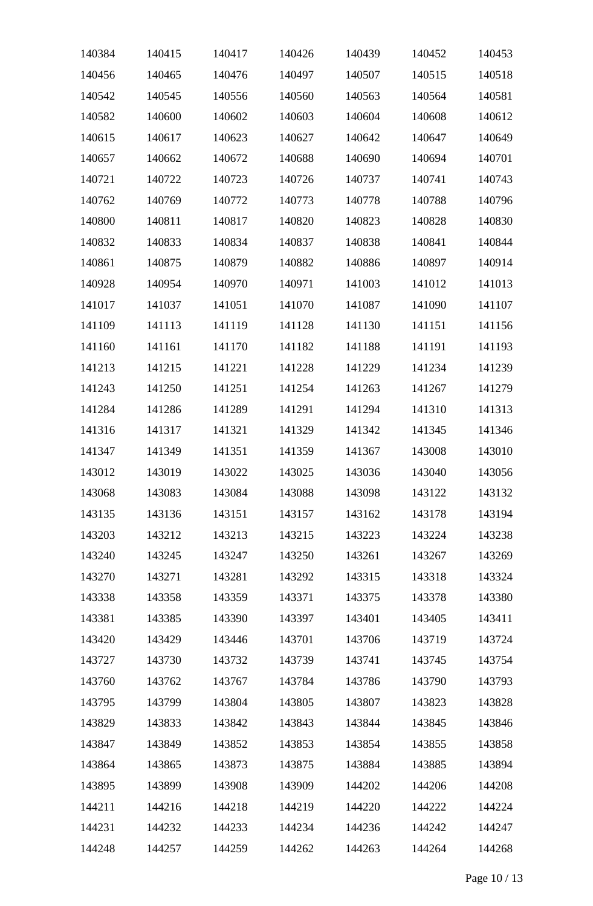| 140384 | 140415 | 140417 | 140426 | 140439 | 140452 | 140453 |
|---|---|---|---|---|---|---|
| 140456 | 140465 | 140476 | 140497 | 140507 | 140515 | 140518 |
| 140542 | 140545 | 140556 | 140560 | 140563 | 140564 | 140581 |
| 140582 | 140600 | 140602 | 140603 | 140604 | 140608 | 140612 |
| 140615 | 140617 | 140623 | 140627 | 140642 | 140647 | 140649 |
| 140657 | 140662 | 140672 | 140688 | 140690 | 140694 | 140701 |
| 140721 | 140722 | 140723 | 140726 | 140737 | 140741 | 140743 |
| 140762 | 140769 | 140772 | 140773 | 140778 | 140788 | 140796 |
| 140800 | 140811 | 140817 | 140820 | 140823 | 140828 | 140830 |
| 140832 | 140833 | 140834 | 140837 | 140838 | 140841 | 140844 |
| 140861 | 140875 | 140879 | 140882 | 140886 | 140897 | 140914 |
| 140928 | 140954 | 140970 | 140971 | 141003 | 141012 | 141013 |
| 141017 | 141037 | 141051 | 141070 | 141087 | 141090 | 141107 |
| 141109 | 141113 | 141119 | 141128 | 141130 | 141151 | 141156 |
| 141160 | 141161 | 141170 | 141182 | 141188 | 141191 | 141193 |
| 141213 | 141215 | 141221 | 141228 | 141229 | 141234 | 141239 |
| 141243 | 141250 | 141251 | 141254 | 141263 | 141267 | 141279 |
| 141284 | 141286 | 141289 | 141291 | 141294 | 141310 | 141313 |
| 141316 | 141317 | 141321 | 141329 | 141342 | 141345 | 141346 |
| 141347 | 141349 | 141351 | 141359 | 141367 | 143008 | 143010 |
| 143012 | 143019 | 143022 | 143025 | 143036 | 143040 | 143056 |
| 143068 | 143083 | 143084 | 143088 | 143098 | 143122 | 143132 |
| 143135 | 143136 | 143151 | 143157 | 143162 | 143178 | 143194 |
| 143203 | 143212 | 143213 | 143215 | 143223 | 143224 | 143238 |
| 143240 | 143245 | 143247 | 143250 | 143261 | 143267 | 143269 |
| 143270 | 143271 | 143281 | 143292 | 143315 | 143318 | 143324 |
| 143338 | 143358 | 143359 | 143371 | 143375 | 143378 | 143380 |
| 143381 | 143385 | 143390 | 143397 | 143401 | 143405 | 143411 |
| 143420 | 143429 | 143446 | 143701 | 143706 | 143719 | 143724 |
| 143727 | 143730 | 143732 | 143739 | 143741 | 143745 | 143754 |
| 143760 | 143762 | 143767 | 143784 | 143786 | 143790 | 143793 |
| 143795 | 143799 | 143804 | 143805 | 143807 | 143823 | 143828 |
| 143829 | 143833 | 143842 | 143843 | 143844 | 143845 | 143846 |
| 143847 | 143849 | 143852 | 143853 | 143854 | 143855 | 143858 |
| 143864 | 143865 | 143873 | 143875 | 143884 | 143885 | 143894 |
| 143895 | 143899 | 143908 | 143909 | 144202 | 144206 | 144208 |
| 144211 | 144216 | 144218 | 144219 | 144220 | 144222 | 144224 |
| 144231 | 144232 | 144233 | 144234 | 144236 | 144242 | 144247 |
| 144248 | 144257 | 144259 | 144262 | 144263 | 144264 | 144268 |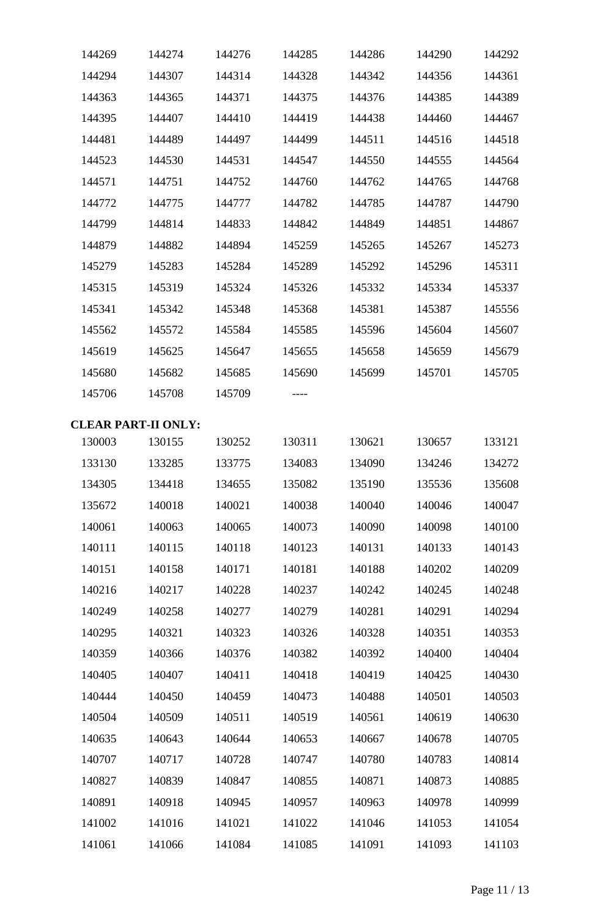| | | | | | | |
|---|---|---|---|---|---|---|
| 144269 | 144274 | 144276 | 144285 | 144286 | 144290 | 144292 |
| 144294 | 144307 | 144314 | 144328 | 144342 | 144356 | 144361 |
| 144363 | 144365 | 144371 | 144375 | 144376 | 144385 | 144389 |
| 144395 | 144407 | 144410 | 144419 | 144438 | 144460 | 144467 |
| 144481 | 144489 | 144497 | 144499 | 144511 | 144516 | 144518 |
| 144523 | 144530 | 144531 | 144547 | 144550 | 144555 | 144564 |
| 144571 | 144751 | 144752 | 144760 | 144762 | 144765 | 144768 |
| 144772 | 144775 | 144777 | 144782 | 144785 | 144787 | 144790 |
| 144799 | 144814 | 144833 | 144842 | 144849 | 144851 | 144867 |
| 144879 | 144882 | 144894 | 145259 | 145265 | 145267 | 145273 |
| 145279 | 145283 | 145284 | 145289 | 145292 | 145296 | 145311 |
| 145315 | 145319 | 145324 | 145326 | 145332 | 145334 | 145337 |
| 145341 | 145342 | 145348 | 145368 | 145381 | 145387 | 145556 |
| 145562 | 145572 | 145584 | 145585 | 145596 | 145604 | 145607 |
| 145619 | 145625 | 145647 | 145655 | 145658 | 145659 | 145679 |
| 145680 | 145682 | 145685 | 145690 | 145699 | 145701 | 145705 |
| 145706 | 145708 | 145709 | ---- | | | |

**CLEAR PART-II ONLY:**

| | | | | | | |
|---|---|---|---|---|---|---|
| 130003 | 130155 | 130252 | 130311 | 130621 | 130657 | 133121 |
| 133130 | 133285 | 133775 | 134083 | 134090 | 134246 | 134272 |
| 134305 | 134418 | 134655 | 135082 | 135190 | 135536 | 135608 |
| 135672 | 140018 | 140021 | 140038 | 140040 | 140046 | 140047 |
| 140061 | 140063 | 140065 | 140073 | 140090 | 140098 | 140100 |
| 140111 | 140115 | 140118 | 140123 | 140131 | 140133 | 140143 |
| 140151 | 140158 | 140171 | 140181 | 140188 | 140202 | 140209 |
| 140216 | 140217 | 140228 | 140237 | 140242 | 140245 | 140248 |
| 140249 | 140258 | 140277 | 140279 | 140281 | 140291 | 140294 |
| 140295 | 140321 | 140323 | 140326 | 140328 | 140351 | 140353 |
| 140359 | 140366 | 140376 | 140382 | 140392 | 140400 | 140404 |
| 140405 | 140407 | 140411 | 140418 | 140419 | 140425 | 140430 |
| 140444 | 140450 | 140459 | 140473 | 140488 | 140501 | 140503 |
| 140504 | 140509 | 140511 | 140519 | 140561 | 140619 | 140630 |
| 140635 | 140643 | 140644 | 140653 | 140667 | 140678 | 140705 |
| 140707 | 140717 | 140728 | 140747 | 140780 | 140783 | 140814 |
| 140827 | 140839 | 140847 | 140855 | 140871 | 140873 | 140885 |
| 140891 | 140918 | 140945 | 140957 | 140963 | 140978 | 140999 |
| 141002 | 141016 | 141021 | 141022 | 141046 | 141053 | 141054 |
| 141061 | 141066 | 141084 | 141085 | 141091 | 141093 | 141103 |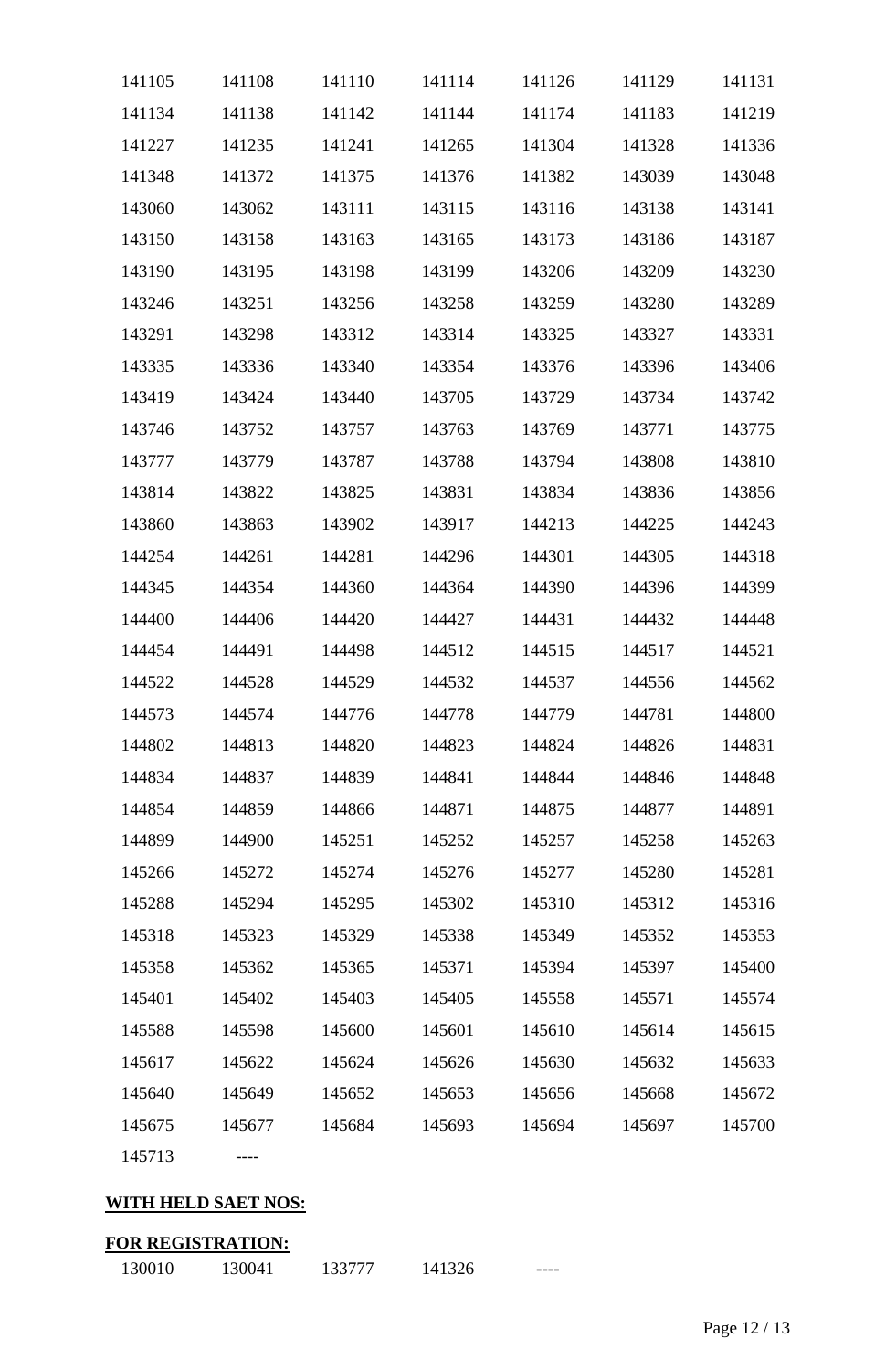| | | | | | | |
|---|---|---|---|---|---|---|
| 141105 | 141108 | 141110 | 141114 | 141126 | 141129 | 141131 |
| 141134 | 141138 | 141142 | 141144 | 141174 | 141183 | 141219 |
| 141227 | 141235 | 141241 | 141265 | 141304 | 141328 | 141336 |
| 141348 | 141372 | 141375 | 141376 | 141382 | 143039 | 143048 |
| 143060 | 143062 | 143111 | 143115 | 143116 | 143138 | 143141 |
| 143150 | 143158 | 143163 | 143165 | 143173 | 143186 | 143187 |
| 143190 | 143195 | 143198 | 143199 | 143206 | 143209 | 143230 |
| 143246 | 143251 | 143256 | 143258 | 143259 | 143280 | 143289 |
| 143291 | 143298 | 143312 | 143314 | 143325 | 143327 | 143331 |
| 143335 | 143336 | 143340 | 143354 | 143376 | 143396 | 143406 |
| 143419 | 143424 | 143440 | 143705 | 143729 | 143734 | 143742 |
| 143746 | 143752 | 143757 | 143763 | 143769 | 143771 | 143775 |
| 143777 | 143779 | 143787 | 143788 | 143794 | 143808 | 143810 |
| 143814 | 143822 | 143825 | 143831 | 143834 | 143836 | 143856 |
| 143860 | 143863 | 143902 | 143917 | 144213 | 144225 | 144243 |
| 144254 | 144261 | 144281 | 144296 | 144301 | 144305 | 144318 |
| 144345 | 144354 | 144360 | 144364 | 144390 | 144396 | 144399 |
| 144400 | 144406 | 144420 | 144427 | 144431 | 144432 | 144448 |
| 144454 | 144491 | 144498 | 144512 | 144515 | 144517 | 144521 |
| 144522 | 144528 | 144529 | 144532 | 144537 | 144556 | 144562 |
| 144573 | 144574 | 144776 | 144778 | 144779 | 144781 | 144800 |
| 144802 | 144813 | 144820 | 144823 | 144824 | 144826 | 144831 |
| 144834 | 144837 | 144839 | 144841 | 144844 | 144846 | 144848 |
| 144854 | 144859 | 144866 | 144871 | 144875 | 144877 | 144891 |
| 144899 | 144900 | 145251 | 145252 | 145257 | 145258 | 145263 |
| 145266 | 145272 | 145274 | 145276 | 145277 | 145280 | 145281 |
| 145288 | 145294 | 145295 | 145302 | 145310 | 145312 | 145316 |
| 145318 | 145323 | 145329 | 145338 | 145349 | 145352 | 145353 |
| 145358 | 145362 | 145365 | 145371 | 145394 | 145397 | 145400 |
| 145401 | 145402 | 145403 | 145405 | 145558 | 145571 | 145574 |
| 145588 | 145598 | 145600 | 145601 | 145610 | 145614 | 145615 |
| 145617 | 145622 | 145624 | 145626 | 145630 | 145632 | 145633 |
| 145640 | 145649 | 145652 | 145653 | 145656 | 145668 | 145672 |
| 145675 | 145677 | 145684 | 145693 | 145694 | 145697 | 145700 |
| 145713 | ---- | | | | | |

**WITH HELD SAET NOS:**

**FOR REGISTRATION:**

| | | | | |
|---|---|---|---|---|
| 130010 | 130041 | 133777 | 141326 | ---- |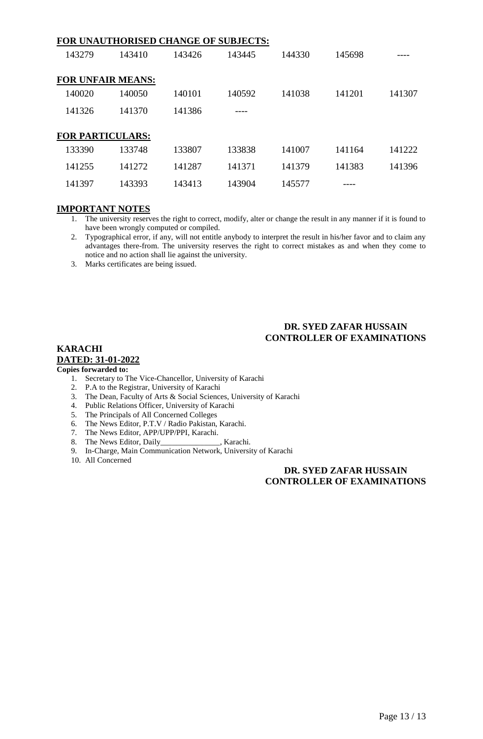**FOR UNAUTHORISED CHANGE OF SUBJECTS:**

| | | | | | | |
|---|---|---|---|---|---|---|
| 143279 | 143410 | 143426 | 143445 | 144330 | 145698 | ---- |

**FOR UNFAIR MEANS:**

| | | | | | | |
|---|---|---|---|---|---|---|
| 140020 | 140050 | 140101 | 140592 | 141038 | 141201 | 141307 |
| 141326 | 141370 | 141386 | ---- | | | |

**FOR PARTICULARS:**

| | | | | | | |
|---|---|---|---|---|---|---|
| 133390 | 133748 | 133807 | 133838 | 141007 | 141164 | 141222 |
| 141255 | 141272 | 141287 | 141371 | 141379 | 141383 | 141396 |
| 141397 | 143393 | 143413 | 143904 | 145577 | ---- | |

**IMPORTANT NOTES**

1. The university reserves the right to correct, modify, alter or change the result in any manner if it is found to have been wrongly computed or compiled.
2. Typographical error, if any, will not entitle anybody to interpret the result in his/her favor and to claim any advantages there-from. The university reserves the right to correct mistakes as and when they come to notice and no action shall lie against the university.
3. Marks certificates are being issued.

**DR. SYED ZAFAR HUSSAIN**
**CONTROLLER OF EXAMINATIONS**

**KARACHI**
**DATED: 31-01-2022**

**Copies forwarded to:**

1. Secretary to The Vice-Chancellor, University of Karachi
2. P.A to the Registrar, University of Karachi
3. The Dean, Faculty of Arts & Social Sciences, University of Karachi
4. Public Relations Officer, University of Karachi
5. The Principals of All Concerned Colleges
6. The News Editor, P.T.V / Radio Pakistan, Karachi.
7. The News Editor, APP/UPP/PPI, Karachi.
8. The News Editor, Daily_______________, Karachi.
9. In-Charge, Main Communication Network, University of Karachi
10. All Concerned

**DR. SYED ZAFAR HUSSAIN**
**CONTROLLER OF EXAMINATIONS**